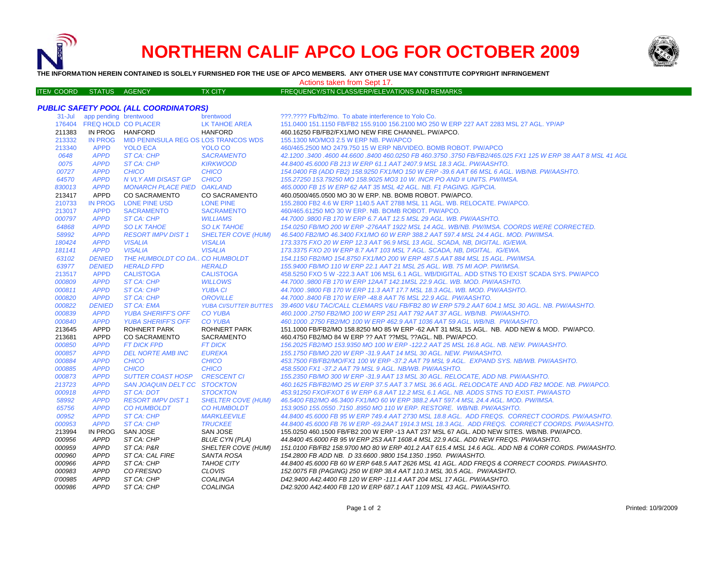# NORTHERN CALIF APCO LOG FOR OCTOBER 2009

**THE INFORMATION HEREIN CONTAINED IS SOLELY FURNISHED FOR THE USE OF APCO MEMBERS. ANY OTHER USE MAY CONSTITUTE COPYRIGHT INFRINGEMENT**

Actions taken from Sept 17.

| ITEM COORD | STATUS | AGENCY | TX CITY | FREQUENCY/STN CLASS/ERP/ELEVATIONS AND REMARKS |
|---|---|---|---|---|

### *PUBLIC SAFETY POOL (ALL COORDINATORS)*

| ITEM COORD | STATUS | AGENCY | TX CITY | FREQUENCY/STN CLASS/ERP/ELEVATIONS AND REMARKS |
|---|---|---|---|---|
| 31-Jul | app pending | brentwood | brentwood | ???.???? Fb/fb2/mo. To abate interference to Yolo Co. |
| 176404 | FREQ HOLD | CO PLACER | LK TAHOE AREA | 151.0400 151.1150 FB/FB2 155.9100 156.2100 MO 250 W ERP 227 AAT 2283 MSL 27 AGL. YP/AP |
| 211383 | IN PROG | HANFORD | HANFORD | 460.16250 FB/FB2/FX1/MO NEW FIRE CHANNEL. PW/APCO. |
| 213332 | IN PROG | MID PENINSULA REG OS | LOS TRANCOS WDS | 155.1300 MO/MO3 2.5 W ERP NB. PW/APCO |
| 213340 | APPD | YOLO ECA | YOLO CO | 460/465.2500 MO 2479.750 15 W ERP NB/VIDEO. BOMB ROBOT. PW/APCO |
| *0648* | *APPD* | *ST CA: CHP* | *SACRAMENTO* | *42.1200 .3400 .4600 44.6600 .8400 460.0250 FB 460.3750 .3750 FB/FB2/465.025 FX1 125 W ERP 38 AAT 8 MSL 41 AGL* |
| *0075* | *APPD* | *ST CA: CHP* | *KIRKWOOD* | *44.8400 45.6000 FB 213 W ERP 61.1 AAT 2407.9 MSL 18.3 AGL. PW/AASHTO.* |
| *00727* | *APPD* | *CHICO* | *CHICO* | *154.0400 FB (ADD FB2) 158.9250 FX1/MO 150 W ERP -39.6 AAT 66 MSL 6 AGL. WB/NB. PW/AASHTO.* |
| *64570* | *APPD* | *N VLY AMI DISAST GP* | *CHICO* | *155.27250 153.79250 MO 158.9025 MO3 10 W. INCR PO AND # UNITS. PW/IMSA.* |
| *830013* | *APPD* | *MONARCH PLACE PIED* | *OAKLAND* | *465.0000 FB 15 W ERP 62 AAT 35 MSL 42 AGL. NB. F1 PAGING. IG/PCIA.* |
| 213417 | APPD | CO SACRAMENTO | CO SACRAMENTO | 460.0500/465.0500 MO 30 W ERP. NB. BOMB ROBOT. PW/APCO. |
| 210733 | IN PROG | LONE PINE USD | LONE PINE | 155.2800 FB2 4.6 W ERP 1140.5 AAT 2788 MSL 11 AGL. WB. RELOCATE. PW/APCO. |
| 213017 | APPD | SACRAMENTO | SACRAMENTO | 460/465.61250 MO 30 W ERP. NB. BOMB ROBOT. PW/APCO. |
| *000797* | *APPD* | *ST CA: CHP* | *WILLIAMS* | *44.7000 .9800 FB 170 W ERP 6.7 AAT 12.5 MSL 29 AGL. WB. PW/AASHTO.* |
| *64868* | *APPD* | *SO LK TAHOE* | *SO LK TAHOE* | *154.0250 FB/MO 200 W ERP -276AAT 1922 MSL 14 AGL. WB/NB. PW/IMSA. COORDS WERE CORRECTED.* |
| *58992* | *APPD* | *RESORT IMPV DIST 1* | *SHELTER COVE (HUM)* | *46.5400 FB2/MO 46.3400 FX1/MO 60 W ERP 388.2 AAT 597.4 MSL 24.4 AGL. MOD. PW/IMSA.* |
| *180424* | *APPD* | *VISALIA* | *VISALIA* | *173.3375 FXO 20 W ERP 12.3 AAT 96.9 MSL 13 AGL. SCADA, NB, DIGITAL. IG/EWA.* |
| *181141* | *APPD* | *VISALIA* | *VISALIA* | *173.3375 FXO 20 W ERP 8.7 AAT 103 MSL 7 AGL. SCADA, NB, DIGITAL. IG/EWA.* |
| *63102* | *DENIED* | *THE HUMBOLDT CO DA..* | *CO HUMBOLDT* | *154.1150 FB2/MO 154.8750 FX1/MO 200 W ERP 487.5 AAT 884 MSL 15 AGL. PW/IMSA.* |
| *63977* | *DENIED* | *HERALD FPD* | *HERALD* | *155.9400 FB/MO 110 W ERP 22.1 AAT 21 MSL 25 AGL. WB. 75 MI AOP. PW/IMSA.* |
| 213517 | APPD | CALISTOGA | CALISTOGA | 458.5250 FXO 5 W -222.3 AAT 106 MSL 6.1 AGL. WB/DIGITAL. ADD STNS TO EXIST SCADA SYS. PW/APCO |
| *000809* | *APPD* | *ST CA: CHP* | *WILLOWS* | *44.7000 .9800 FB 170 W ERP 12AAT 142.1MSL 22.9 AGL. WB. MOD. PW/AASHTO.* |
| *000811* | *APPD* | *ST CA: CHP* | *YUBA CI* | *44.7000 .9800 FB 170 W ERP 11.3 AAT 17.7 MSL 18.3 AGL. WB. MOD. PW/AASHTO.* |
| *000820* | *APPD* | *ST CA: CHP* | *OROVILLE* | *44.7000 .8400 FB 170 W ERP -48.8 AAT 76 MSL 22.9 AGL. PW/AASHTO.* |
| *000822* | *DENIED* | *ST CA: EMA* | *YUBA CI/SUTTER BUTTES* | *39.4600 V&U TAC/CALL CLEMARS V&U FB/FB2 80 W ERP 579.2 AAT 604.1 MSL 30 AGL. NB. PW/AASHTO.* |
| *000839* | *APPD* | *YUBA SHERIFF'S OFF* | *CO YUBA* | *460.1000 .2750 FB2/MO 100 W ERP 251 AAT 792 AAT 37 AGL. WB/NB. PW/AASHTO.* |
| *000840* | *APPD* | *YUBA SHERIFF'S OFF* | *CO YUBA* | *460.1000 .2750 FB2/MO 100 W ERP 462.9 AAT 1036 AAT 59 AGL. WB/NB. PW/AASHTO.* |
| 213645 | APPD | ROHNERT PARK | ROHNERT PARK | 151.1000 FB/FB2/MO 158.8250 MO 85 W ERP -62 AAT 31 MSL 15 AGL. NB. ADD NEW & MOD. PW/APCO. |
| 213681 | APPD | CO SACRAMENTO | SACRAMENTO | 460.4750 FB2/MO 84 W ERP ?? AAT ??MSL ??AGL. NB. PW/APCO. |
| *000850* | *APPD* | *FT DICK FPD* | *FT DICK* | *156.2025 FB2/MO 153.9350 MO 100 W ERP -122.2 AAT 25 MSL 16.8 AGL. NB. NEW. PW/AASHTO.* |
| *000857* | *APPD* | *DEL NORTE AMB INC* | *EUREKA* | *155.1750 FB/MO 220 W ERP -31.9 AAT 14 MSL 30 AGL. NEW. PW/AASHTO.* |
| *000884* | *APPD* | *CHICO* | *CHICO* | *453.7500 FB/FB2/MO/FX1 100 W ERP -37.2 AAT 79 MSL 9 AGL. EXPAND SYS. NB/WB. PW/AASHTO.* |
| *000885* | *APPD* | *CHICO* | *CHICO* | *458.5500 FX1 -37.2 AAT 79 MSL 9 AGL. NB/WB. PW/AASHTO.* |
| *000873* | *APPD* | *SUTTER COAST HOSP* | *CRESCENT CI* | *155.2350 FB/MO 300 W ERP -31.9 AAT 13 MSL 30 AGL. RELOCATE, ADD NB. PW/AASHTO.* |
| *213723* | *APPD* | *SAN JOAQUIN DELT CC* | *STOCKTON* | *460.1625 FB/FB2/MO 25 W ERP 37.5 AAT 3.7 MSL 36.6 AGL. RELODCATE AND ADD FB2 MODE. NB. PW/APCO.* |
| *000918* | *APPD* | *ST CA: DOT* | *STOCKTON* | *453.91250 FXO/FXOT 6 W ERP 6.8 AAT 12.2 MSL 6.1 AGL. NB. ADDS STNS TO EXIST. PW/AASTO* |
| *58992* | *APPD* | *RESORT IMPV DIST 1* | *SHELTER COVE (HUM)* | *46.5400 FB2/MO 46.3400 FX1/MO 60 W ERP 388.2 AAT 597.4 MSL 24.4 AGL. MOD. PW/IMSA.* |
| *65756* | *APPD* | *CO HUMBOLDT* | *CO HUMBOLDT* | *153.9050 155.0550 .7150 .8950 MO 110 W ERP. RESTORE. WB/NB. PW/AASHTO.* |
| *00952* | *APPD* | *ST CA: CHP* | *MARKLEEVILE* | *44.8400 45.6000 FB 95 W ERP 749.4 AAT 2730 MSL 18.8 AGL. ADD FREQS. CORRECT COORDS. PW/AASHTO.* |
| *000953* | *APPD* | *ST CA: CHP* | *TRUCKEE* | *44.8400 45.6000 FB 76 W ERP -69.2AAT 1914.3 MSL 18.3 AGL. ADD FREQS. CORRECT COORDS. PW/AASHTO.* |
| 213994 | IN PROG | SAN JOSE | SAN JOSE | 155.0250 460.1500 FB/FB2 200 W ERP -13 AAT 237 MSL 67 AGL. ADD NEW SITES. WB/NB. PW/APCO. |
| *000956* | *APPD* | *ST CA: CHP* | *BLUE CYN (PLA)* | *44.8400 45.6000 FB 95 W ERP 253 AAT 1608.4 MSL 22.9 AGL. ADD NEW FREQS. PW/AASHTO.* |
| *000959* | *APPD* | *ST CA: P&R* | *SHELTER COVE (HUM)* | *151.0100 FB/FB2 158.9700 MO 80 W ERP 401.2 AAT 615.4 MSL 14.6 AGL. ADD NB & CORR CORDS. PW/AASHTO.* |
| *000960* | *APPD* | *ST CA: CAL FIRE* | *SANTA ROSA* | *154.2800 FB ADD NB. D 33.6600 .9800 154.1350 .1950. PW/AASHTO.* |
| *000966* | *APPD* | *ST CA: CHP* | *TAHOE CITY* | *44.8400 45.6000 FB 60 W ERP 648.5 AAT 2626 MSL 41 AGL. ADD FREQS & CORRECT COORDS. PW/AASHTO.* |
| *000983* | *APPD* | *CO FRESNO* | *CLOVIS* | *152.0075 FB (PAGING) 250 W ERP 38.4 AAT 110.3 MSL 30.5 AGL. PW/AASHTO.* |
| *0'00985* | *APPD* | *ST CA: CHP* | *COALINGA* | *D42.9400 A42.4400 FB 120 W ERP -111.4 AAT 204 MSL 17 AGL. PW/AASHTO.* |
| *000986* | *APPD* | *ST CA: CHP* | *COALINGA* | *D42.9200 A42.4400 FB 120 W ERP 687.1 AAT 1109 MSL 43 AGL. PW/AASHTO.* |

Printed: 10/9/2009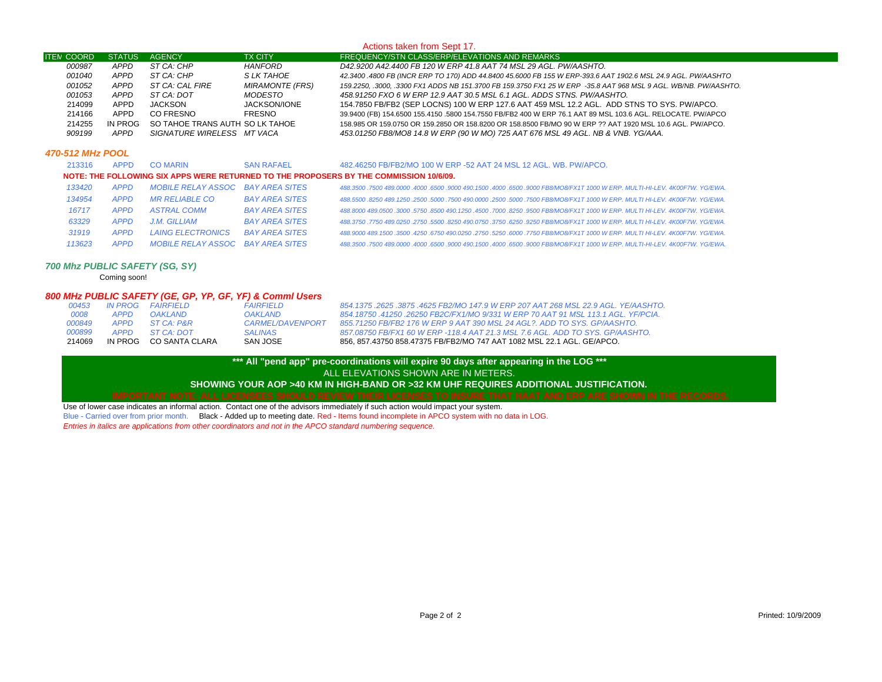Actions taken from Sept 17.

| ITEM COORD | STATUS | AGENCY | TX CITY | FREQUENCY/STN CLASS/ERP/ELEVATIONS AND REMARKS |
|---|---|---|---|---|
| *000987* | *APPD* | *ST CA: CHP* | *HANFORD* | *D42.9200 A42.4400 FB 120 W ERP 41.8 AAT 74 MSL 29 AGL. PW/AASHTO.* |
| *001040* | *APPD* | *ST CA: CHP* | *S LK TAHOE* | *42.3400 .4800 FB (INCR ERP TO 170) ADD 44.8400 45.6000 FB 155 W ERP-393.6 AAT 1902.6 MSL 24.9 AGL. PW/AASHTO* |
| *001052* | *APPD* | *ST CA: CAL FIRE* | *MIRAMONTE (FRS)* | *159.2250, .3000, .3300 FX1 ADDS NB 151.3700 FB 159.3750 FX1 25 W ERP -35.8 AAT 968 MSL 9 AGL. WB/NB. PW/AASHTO.* |
| *001053* | *APPD* | *ST CA: DOT* | *MODESTO* | *458.91250 FXO 6 W ERP 12.9 AAT 30.5 MSL 6.1 AGL. ADDS STNS. PW/AASHTO.* |
| 214099 | APPD | JACKSON | JACKSON/IONE | 154.7850 FB/FB2 (SEP LOCNS) 100 W ERP 127.6 AAT 459 MSL 12.2 AGL. ADD STNS TO SYS. PW/APCO. |
| 214166 | APPD | CO FRESNO | FRESNO | 39.9400 (FB) 154.6500 155.4150 .5800 154.7550 FB/FB2 400 W ERP 76.1 AAT 89 MSL 103.6 AGL. RELOCATE. PW/APCO |
| 214255 | IN PROG | SO TAHOE TRANS AUTH | SO LK TAHOE | 158.985 OR 159.0750 OR 159.2850 OR 158.8200 OR 158.8500 FB/MO 90 W ERP ?? AAT 1920 MSL 10.6 AGL. PW/APCO. |
| *909199* | *APPD* | *SIGNATURE WIRELESS* | *MT VACA* | *453.01250 FB8/MO8 14.8 W ERP (90 W MO) 725 AAT 676 MSL 49 AGL. NB & VNB. YG/AAA.* |

### *470-512 MHz POOL*

| | | | | |
|---|---|---|---|---|
| 213316 | APPD | CO MARIN | SAN RAFAEL | 482.46250 FB/FB2/MO 100 W ERP -52 AAT 24 MSL 12 AGL. WB. PW/APCO. |

**NOTE: THE FOLLOWING SIX APPS WERE RETURNED TO THE PROPOSERS BY THE COMMISSION 10/6/09.**

| | | | | |
|---|---|---|---|---|
| *133420* | *APPD* | *MOBILE RELAY ASSOC* | *BAY AREA SITES* | *488.3500 .7500 489.0000 .4000 .6500 .9000 490.1500 .4000 .6500 .9000 FB8/MO8/FX1T 1000 W ERP. MULTI-HI-LEV. 4K00F7W. YG/EWA.* |
| *134954* | *APPD* | *MR RELIABLE CO* | *BAY AREA SITES* | *488.5500 .8250 489.1250 .2500 .5000 .7500 490.0000 .2500 .5000 .7500 FB8/MO8/FX1T 1000 W ERP. MULTI HI-LEV. 4K00F7W. YG/EWA.* |
| *16717* | *APPD* | *ASTRAL COMM* | *BAY AREA SITES* | *488.8000 489.0500 .3000 .5750 .8500 490.1250 .4500 .7000 .8250 .9500 FB8/MO8/FX1T 1000 W ERP. MULTI-HI-LEV. 4K00F7W. YG/EWA.* |
| *63329* | *APPD* | *J.M. GILLIAM* | *BAY AREA SITES* | *488.3750 .7750 489.0250 .2750 .5500 .8250 490.0750 .3750 .6250 .9250 FB8/MO8/FX1T 1000 W ERP. MULTI-HI-LEV. 4K00F7W. YG/EWA.* |
| *31919* | *APPD* | *LAING ELECTRONICS* | *BAY AREA SITES* | *488.9000 489.1500 .3500 .4250 .6750 490.0250 .2750 .5250 .6000 .7750 FB8/MO8/FX1T 1000 W ERP. MULTI-HI-LEV. 4K00F7W. YG/EWA.* |
| *113623* | *APPD* | *MOBILE RELAY ASSOC* | *BAY AREA SITES* | *488.3500 .7500 489.0000 .4000 .6500 .9000 490.1500 .4000 .6500 .9000 FB8/MO8/FX1T 1000 W ERP. MULTI-HI-LEV. 4K00F7W. YG/EWA.* |

### *700 Mhz PUBLIC SAFETY (SG, SY)*

Coming soon!

### *800 MHz PUBLIC SAFETY (GE, GP, YP, GF, YF) & Comml Users*

| | | | | |
|---|---|---|---|---|
| *00453* | *IN PROG* | *FAIRFIELD* | *FAIRFIELD* | *854.1375 .2625 .3875 .4625 FB2/MO 147.9 W ERP 207 AAT 268 MSL 22.9 AGL. YE/AASHTO.* |
| *0008* | *APPD* | *OAKLAND* | *OAKLAND* | *854.18750 .41250 .26250 FB2C/FX1/MO 9/331 W ERP 70 AAT 91 MSL 113.1 AGL. YF/PCIA.* |
| *000849* | *APPD* | *ST CA: P&R* | *CARMEL/DAVENPORT* | *855.71250 FB/FB2 176 W ERP 9 AAT 390 MSL 24 AGL?. ADD TO SYS. GP/AASHTO.* |
| *000899* | *APPD* | *ST CA: DOT* | *SALINAS* | *857.08750 FB/FX1 60 W ERP -118.4 AAT 21.3 MSL 7.6 AGL. ADD TO SYS. GP/AASHTO.* |
| 214069 | IN PROG | CO SANTA CLARA | SAN JOSE | 856, 857.43750 858.47375 FB/FB2/MO 747 AAT 1082 MSL 22.1 AGL. GE/APCO. |

**\*\*\* All "pend app" pre-coordinations will expire 90 days after appearing in the LOG \*\*\***

ALL ELEVATIONS SHOWN ARE IN METERS.

**SHOWING YOUR AOP >40 KM IN HIGH-BAND OR >32 KM UHF REQUIRES ADDITIONAL JUSTIFICATION.**

IMPORTANT NOTE: ALL LICENSEES SHOULD REVIEW THEIR LICENSES TO INSURE THAT HAAT AND ERP ARE SHOWN IN THE RECORDS.

Use of lower case indicates an informal action. Contact one of the advisors immediately if such action would impact your system.

Blue - Carried over from prior month. Black - Added up to meeting date. Red - Items found incomplete in APCO system with no data in LOG.

*Entries in italics are applications from other coordinators and not in the APCO standard numbering sequence.*

Printed: 10/9/2009